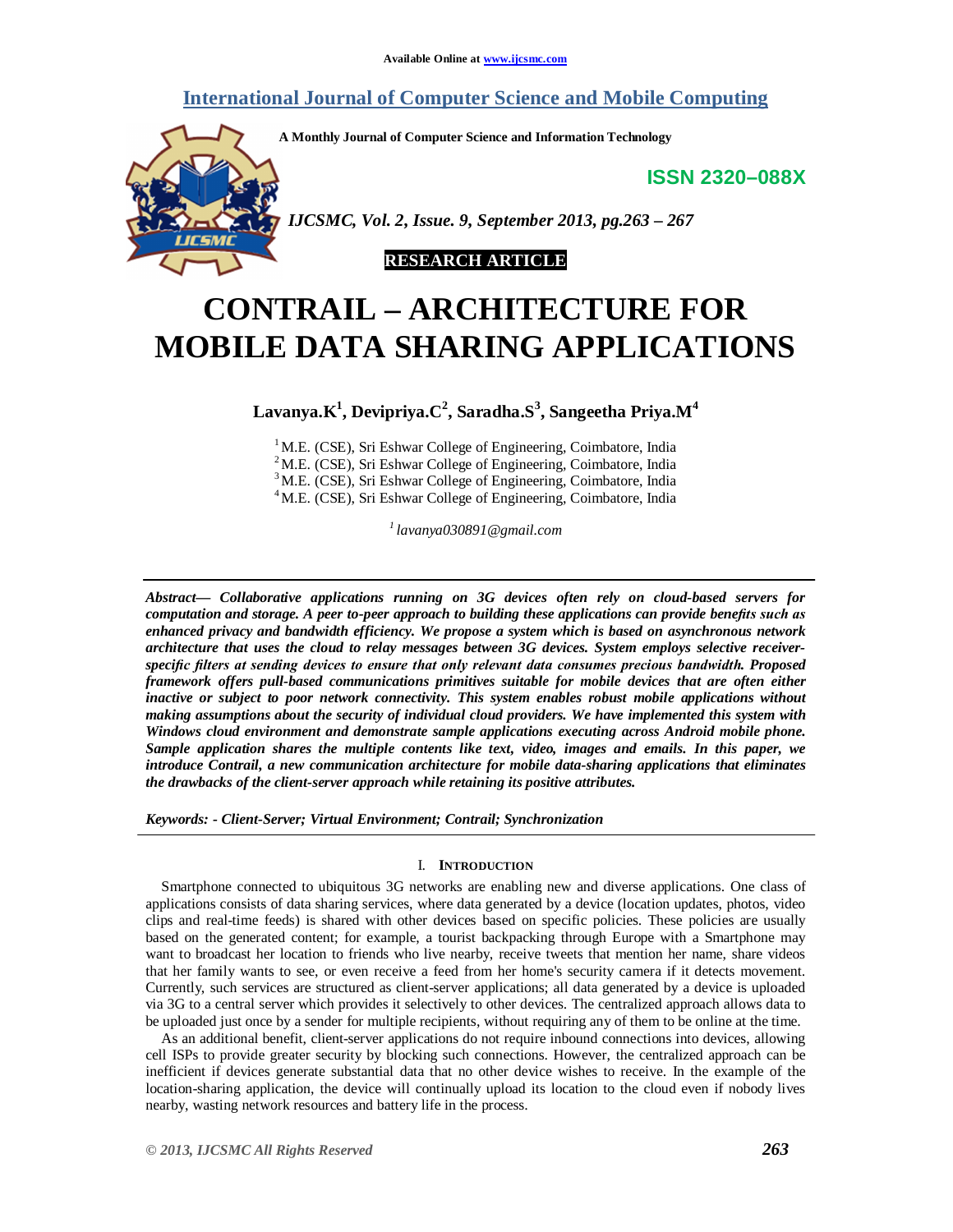# CONTRAIL – ARCHITECTURE FOR MOBILE DATA SHARING APPLICATIONS

**Lavanya.K[1], Devipriya.C[2], Saradha.S[3], Sangeetha Priya.M[4]**

[1] M.E. (CSE), Sri Eshwar College of Engineering, Coimbatore, India
[2] M.E. (CSE), Sri Eshwar College of Engineering, Coimbatore, India
[3] M.E. (CSE), Sri Eshwar College of Engineering, Coimbatore, India
[4] M.E. (CSE), Sri Eshwar College of Engineering, Coimbatore, India

[1] *lavanya030891@gmail.com*

***Abstract***— ***Collaborative applications running on 3G devices often rely on cloud-based servers for computation and storage. A peer to-peer approach to building these applications can provide benefits such as enhanced privacy and bandwidth efficiency. We propose a system which is based on asynchronous network architecture that uses the cloud to relay messages between 3G devices. System employs selective receiver-specific filters at sending devices to ensure that only relevant data consumes precious bandwidth. Proposed framework offers pull-based communications primitives suitable for mobile devices that are often either inactive or subject to poor network connectivity. This system enables robust mobile applications without making assumptions about the security of individual cloud providers. We have implemented this system with Windows cloud environment and demonstrate sample applications executing across Android mobile phone. Sample application shares the multiple contents like text, video, images and emails. In this paper, we introduce Contrail, a new communication architecture for mobile data-sharing applications that eliminates the drawbacks of the client-server approach while retaining its positive attributes.***

***Keywords: - Client-Server; Virtual Environment; Contrail; Synchronization***

## I. Introduction

Smartphone connected to ubiquitous 3G networks are enabling new and diverse applications. One class of applications consists of data sharing services, where data generated by a device (location updates, photos, video clips and real-time feeds) is shared with other devices based on specific policies. These policies are usually based on the generated content; for example, a tourist backpacking through Europe with a Smartphone may want to broadcast her location to friends who live nearby, receive tweets that mention her name, share videos that her family wants to see, or even receive a feed from her home's security camera if it detects movement. Currently, such services are structured as client-server applications; all data generated by a device is uploaded via 3G to a central server which provides it selectively to other devices. The centralized approach allows data to be uploaded just once by a sender for multiple recipients, without requiring any of them to be online at the time.

As an additional benefit, client-server applications do not require inbound connections into devices, allowing cell ISPs to provide greater security by blocking such connections. However, the centralized approach can be inefficient if devices generate substantial data that no other device wishes to receive. In the example of the location-sharing application, the device will continually upload its location to the cloud even if nobody lives nearby, wasting network resources and battery life in the process.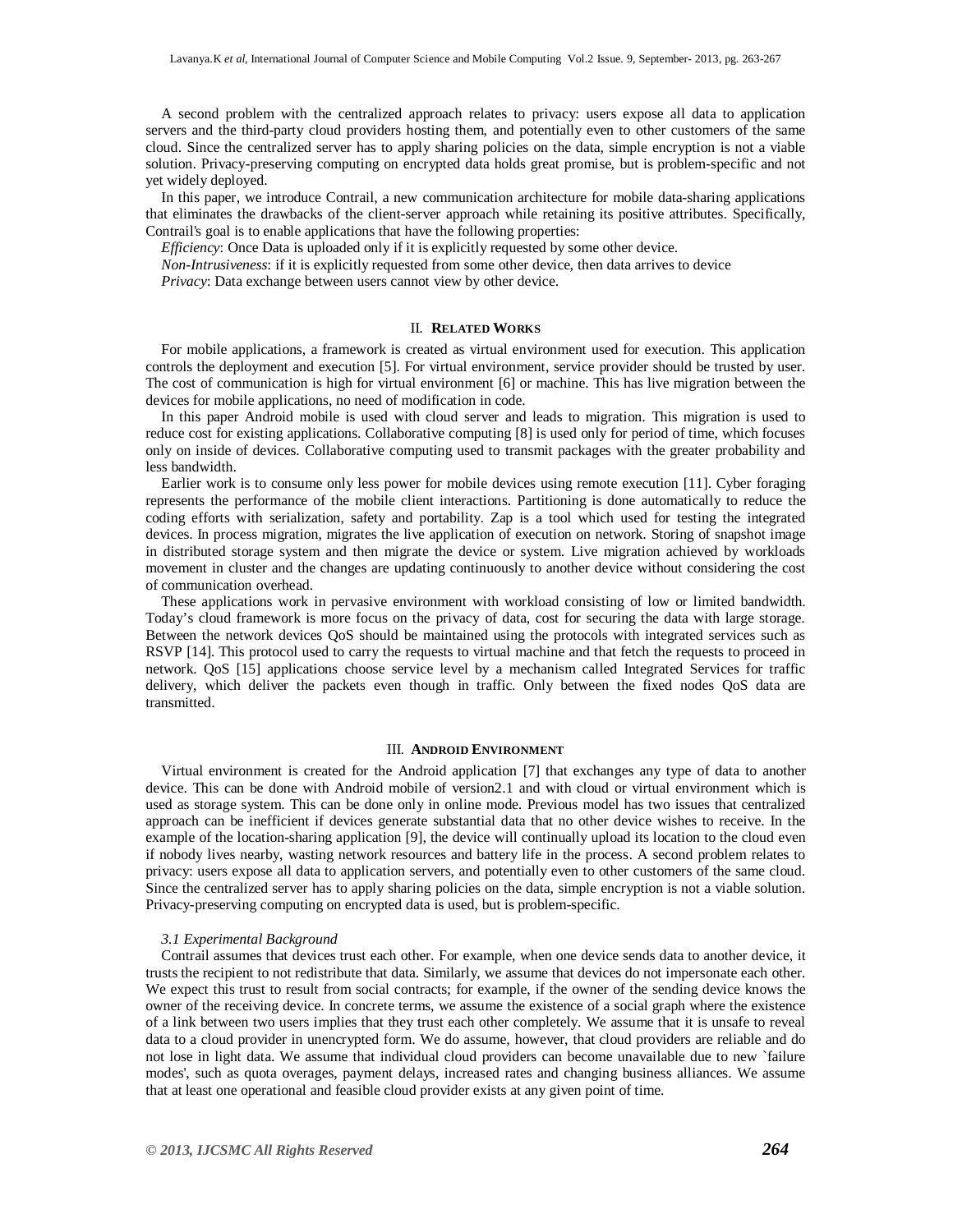A second problem with the centralized approach relates to privacy: users expose all data to application servers and the third-party cloud providers hosting them, and potentially even to other customers of the same cloud. Since the centralized server has to apply sharing policies on the data, simple encryption is not a viable solution. Privacy-preserving computing on encrypted data holds great promise, but is problem-specific and not yet widely deployed.

In this paper, we introduce Contrail, a new communication architecture for mobile data-sharing applications that eliminates the drawbacks of the client-server approach while retaining its positive attributes. Specifically, Contrail's goal is to enable applications that have the following properties:

*Efficiency*: Once Data is uploaded only if it is explicitly requested by some other device.

*Non-Intrusiveness*: if it is explicitly requested from some other device, then data arrives to device

*Privacy*: Data exchange between users cannot view by other device.

## II. RELATED WORKS

For mobile applications, a framework is created as virtual environment used for execution. This application controls the deployment and execution [5]. For virtual environment, service provider should be trusted by user. The cost of communication is high for virtual environment [6] or machine. This has live migration between the devices for mobile applications, no need of modification in code.

In this paper Android mobile is used with cloud server and leads to migration. This migration is used to reduce cost for existing applications. Collaborative computing [8] is used only for period of time, which focuses only on inside of devices. Collaborative computing used to transmit packages with the greater probability and less bandwidth.

Earlier work is to consume only less power for mobile devices using remote execution [11]. Cyber foraging represents the performance of the mobile client interactions. Partitioning is done automatically to reduce the coding efforts with serialization, safety and portability. Zap is a tool which used for testing the integrated devices. In process migration, migrates the live application of execution on network. Storing of snapshot image in distributed storage system and then migrate the device or system. Live migration achieved by workloads movement in cluster and the changes are updating continuously to another device without considering the cost of communication overhead.

These applications work in pervasive environment with workload consisting of low or limited bandwidth. Today's cloud framework is more focus on the privacy of data, cost for securing the data with large storage. Between the network devices QoS should be maintained using the protocols with integrated services such as RSVP [14]. This protocol used to carry the requests to virtual machine and that fetch the requests to proceed in network. QoS [15] applications choose service level by a mechanism called Integrated Services for traffic delivery, which deliver the packets even though in traffic. Only between the fixed nodes QoS data are transmitted.

## III. ANDROID ENVIRONMENT

Virtual environment is created for the Android application [7] that exchanges any type of data to another device. This can be done with Android mobile of version2.1 and with cloud or virtual environment which is used as storage system. This can be done only in online mode. Previous model has two issues that centralized approach can be inefficient if devices generate substantial data that no other device wishes to receive. In the example of the location-sharing application [9], the device will continually upload its location to the cloud even if nobody lives nearby, wasting network resources and battery life in the process. A second problem relates to privacy: users expose all data to application servers, and potentially even to other customers of the same cloud. Since the centralized server has to apply sharing policies on the data, simple encryption is not a viable solution. Privacy-preserving computing on encrypted data is used, but is problem-specific.

### *3.1 Experimental Background*

Contrail assumes that devices trust each other. For example, when one device sends data to another device, it trusts the recipient to not redistribute that data. Similarly, we assume that devices do not impersonate each other. We expect this trust to result from social contracts; for example, if the owner of the sending device knows the owner of the receiving device. In concrete terms, we assume the existence of a social graph where the existence of a link between two users implies that they trust each other completely. We assume that it is unsafe to reveal data to a cloud provider in unencrypted form. We do assume, however, that cloud providers are reliable and do not lose in light data. We assume that individual cloud providers can become unavailable due to new `failure modes', such as quota overages, payment delays, increased rates and changing business alliances. We assume that at least one operational and feasible cloud provider exists at any given point of time.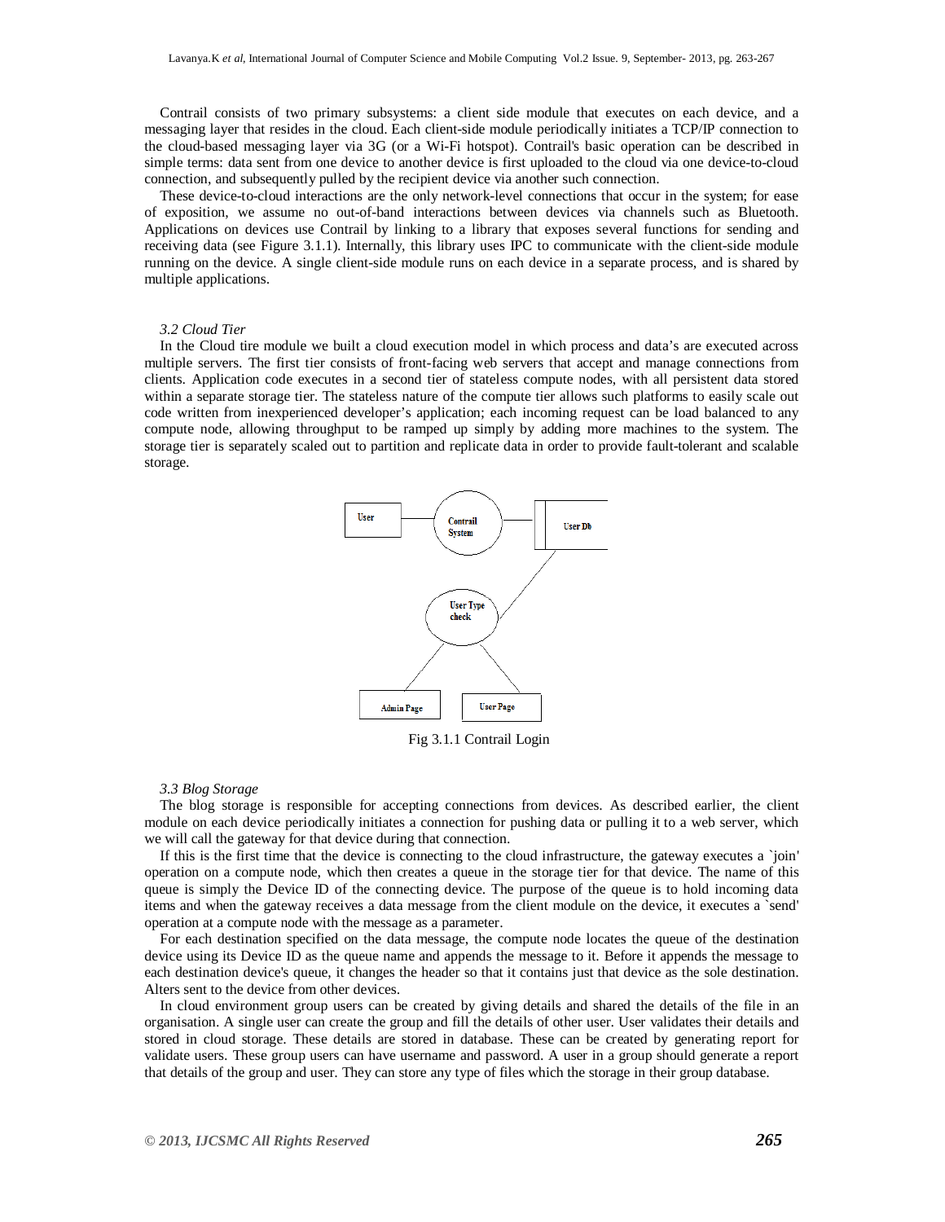Contrail consists of two primary subsystems: a client side module that executes on each device, and a messaging layer that resides in the cloud. Each client-side module periodically initiates a TCP/IP connection to the cloud-based messaging layer via 3G (or a Wi-Fi hotspot). Contrail's basic operation can be described in simple terms: data sent from one device to another device is first uploaded to the cloud via one device-to-cloud connection, and subsequently pulled by the recipient device via another such connection.

These device-to-cloud interactions are the only network-level connections that occur in the system; for ease of exposition, we assume no out-of-band interactions between devices via channels such as Bluetooth. Applications on devices use Contrail by linking to a library that exposes several functions for sending and receiving data (see Figure 3.1.1). Internally, this library uses IPC to communicate with the client-side module running on the device. A single client-side module runs on each device in a separate process, and is shared by multiple applications.

### *3.2 Cloud Tier*

In the Cloud tire module we built a cloud execution model in which process and data's are executed across multiple servers. The first tier consists of front-facing web servers that accept and manage connections from clients. Application code executes in a second tier of stateless compute nodes, with all persistent data stored within a separate storage tier. The stateless nature of the compute tier allows such platforms to easily scale out code written from inexperienced developer's application; each incoming request can be load balanced to any compute node, allowing throughput to be ramped up simply by adding more machines to the system. The storage tier is separately scaled out to partition and replicate data in order to provide fault-tolerant and scalable storage.

Fig 3.1.1 Contrail Login

### *3.3 Blog Storage*

The blog storage is responsible for accepting connections from devices. As described earlier, the client module on each device periodically initiates a connection for pushing data or pulling it to a web server, which we will call the gateway for that device during that connection.

If this is the first time that the device is connecting to the cloud infrastructure, the gateway executes a `join' operation on a compute node, which then creates a queue in the storage tier for that device. The name of this queue is simply the Device ID of the connecting device. The purpose of the queue is to hold incoming data items and when the gateway receives a data message from the client module on the device, it executes a `send' operation at a compute node with the message as a parameter.

For each destination specified on the data message, the compute node locates the queue of the destination device using its Device ID as the queue name and appends the message to it. Before it appends the message to each destination device's queue, it changes the header so that it contains just that device as the sole destination. Alters sent to the device from other devices.

In cloud environment group users can be created by giving details and shared the details of the file in an organisation. A single user can create the group and fill the details of other user. User validates their details and stored in cloud storage. These details are stored in database. These can be created by generating report for validate users. These group users can have username and password. A user in a group should generate a report that details of the group and user. They can store any type of files which the storage in their group database.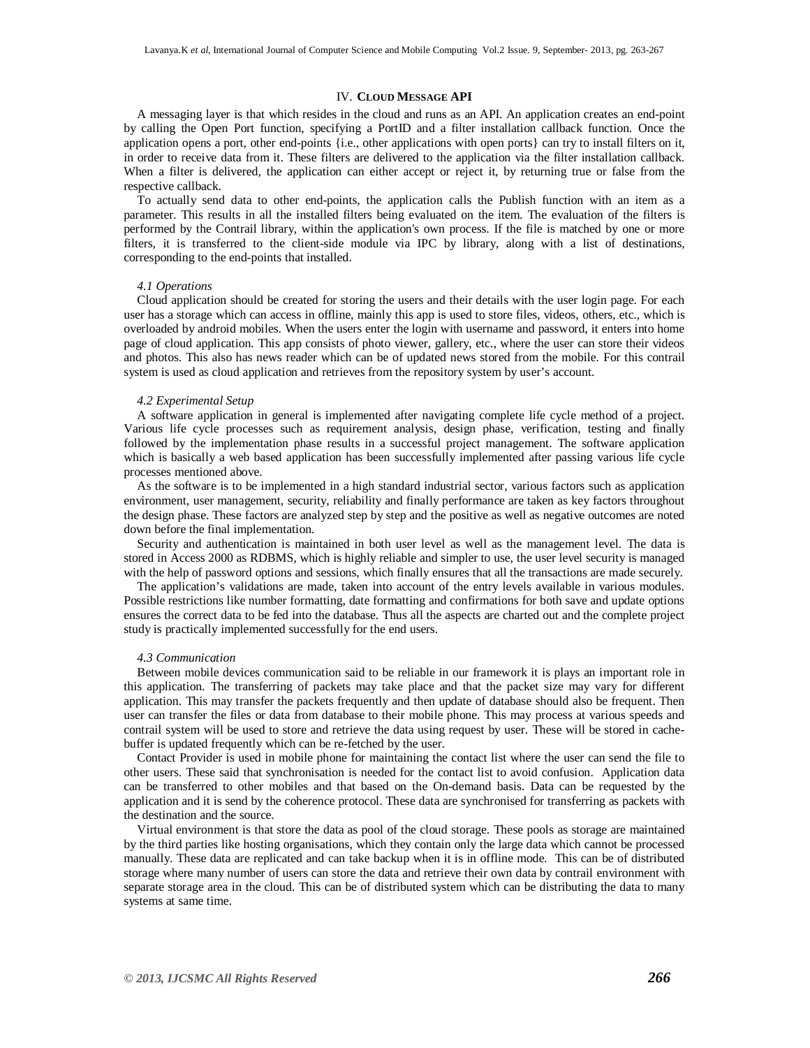## IV. Cloud Message API

A messaging layer is that which resides in the cloud and runs as an API. An application creates an end-point by calling the Open Port function, specifying a PortID and a filter installation callback function. Once the application opens a port, other end-points {i.e., other applications with open ports} can try to install filters on it, in order to receive data from it. These filters are delivered to the application via the filter installation callback. When a filter is delivered, the application can either accept or reject it, by returning true or false from the respective callback.

To actually send data to other end-points, the application calls the Publish function with an item as a parameter. This results in all the installed filters being evaluated on the item. The evaluation of the filters is performed by the Contrail library, within the application's own process. If the file is matched by one or more filters, it is transferred to the client-side module via IPC by library, along with a list of destinations, corresponding to the end-points that installed.

### *4.1 Operations*

Cloud application should be created for storing the users and their details with the user login page. For each user has a storage which can access in offline, mainly this app is used to store files, videos, others, etc., which is overloaded by android mobiles. When the users enter the login with username and password, it enters into home page of cloud application. This app consists of photo viewer, gallery, etc., where the user can store their videos and photos. This also has news reader which can be of updated news stored from the mobile. For this contrail system is used as cloud application and retrieves from the repository system by user's account.

### *4.2 Experimental Setup*

A software application in general is implemented after navigating complete life cycle method of a project. Various life cycle processes such as requirement analysis, design phase, verification, testing and finally followed by the implementation phase results in a successful project management. The software application which is basically a web based application has been successfully implemented after passing various life cycle processes mentioned above.

As the software is to be implemented in a high standard industrial sector, various factors such as application environment, user management, security, reliability and finally performance are taken as key factors throughout the design phase. These factors are analyzed step by step and the positive as well as negative outcomes are noted down before the final implementation.

Security and authentication is maintained in both user level as well as the management level. The data is stored in Access 2000 as RDBMS, which is highly reliable and simpler to use, the user level security is managed with the help of password options and sessions, which finally ensures that all the transactions are made securely.

The application's validations are made, taken into account of the entry levels available in various modules. Possible restrictions like number formatting, date formatting and confirmations for both save and update options ensures the correct data to be fed into the database. Thus all the aspects are charted out and the complete project study is practically implemented successfully for the end users.

### *4.3 Communication*

Between mobile devices communication said to be reliable in our framework it is plays an important role in this application. The transferring of packets may take place and that the packet size may vary for different application. This may transfer the packets frequently and then update of database should also be frequent. Then user can transfer the files or data from database to their mobile phone. This may process at various speeds and contrail system will be used to store and retrieve the data using request by user. These will be stored in cache-buffer is updated frequently which can be re-fetched by the user.

Contact Provider is used in mobile phone for maintaining the contact list where the user can send the file to other users. These said that synchronisation is needed for the contact list to avoid confusion. Application data can be transferred to other mobiles and that based on the On-demand basis. Data can be requested by the application and it is send by the coherence protocol. These data are synchronised for transferring as packets with the destination and the source.

Virtual environment is that store the data as pool of the cloud storage. These pools as storage are maintained by the third parties like hosting organisations, which they contain only the large data which cannot be processed manually. These data are replicated and can take backup when it is in offline mode. This can be of distributed storage where many number of users can store the data and retrieve their own data by contrail environment with separate storage area in the cloud. This can be of distributed system which can be distributing the data to many systems at same time.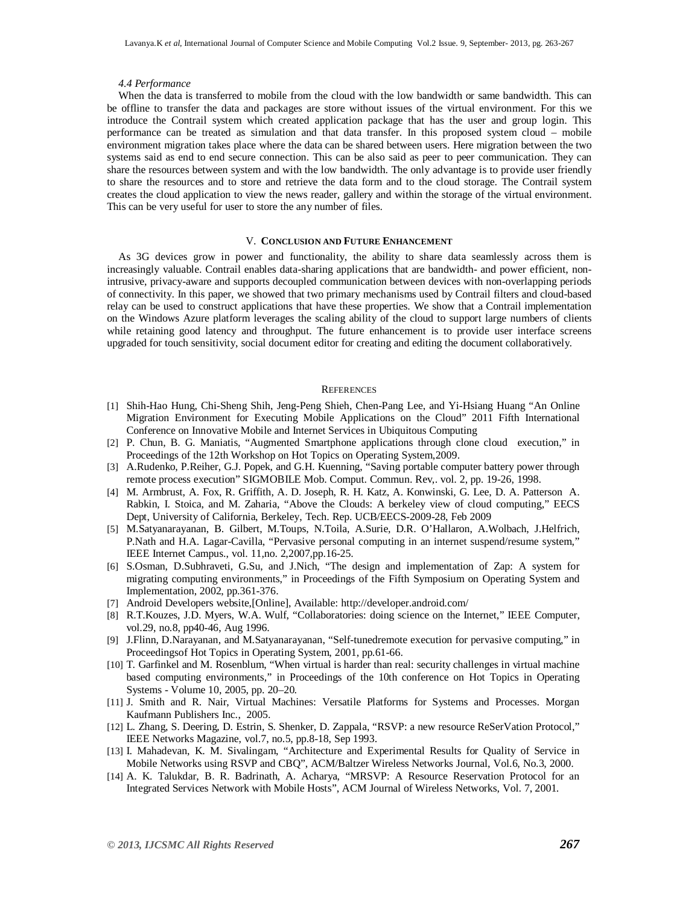### *4.4 Performance*

When the data is transferred to mobile from the cloud with the low bandwidth or same bandwidth. This can be offline to transfer the data and packages are store without issues of the virtual environment. For this we introduce the Contrail system which created application package that has the user and group login. This performance can be treated as simulation and that data transfer. In this proposed system cloud – mobile environment migration takes place where the data can be shared between users. Here migration between the two systems said as end to end secure connection. This can be also said as peer to peer communication. They can share the resources between system and with the low bandwidth. The only advantage is to provide user friendly to share the resources and to store and retrieve the data form and to the cloud storage. The Contrail system creates the cloud application to view the news reader, gallery and within the storage of the virtual environment. This can be very useful for user to store the any number of files.

## V. **CONCLUSION AND FUTURE ENHANCEMENT**

As 3G devices grow in power and functionality, the ability to share data seamlessly across them is increasingly valuable. Contrail enables data-sharing applications that are bandwidth- and power efficient, non-intrusive, privacy-aware and supports decoupled communication between devices with non-overlapping periods of connectivity. In this paper, we showed that two primary mechanisms used by Contrail filters and cloud-based relay can be used to construct applications that have these properties. We show that a Contrail implementation on the Windows Azure platform leverages the scaling ability of the cloud to support large numbers of clients while retaining good latency and throughput. The future enhancement is to provide user interface screens upgraded for touch sensitivity, social document editor for creating and editing the document collaboratively.

## REFERENCES

[1] Shih-Hao Hung, Chi-Sheng Shih, Jeng-Peng Shieh, Chen-Pang Lee, and Yi-Hsiang Huang "An Online Migration Environment for Executing Mobile Applications on the Cloud" 2011 Fifth International Conference on Innovative Mobile and Internet Services in Ubiquitous Computing

[2] P. Chun, B. G. Maniatis, "Augmented Smartphone applications through clone cloud execution," in Proceedings of the 12th Workshop on Hot Topics on Operating System,2009.

[3] A.Rudenko, P.Reiher, G.J. Popek, and G.H. Kuenning, "Saving portable computer battery power through remote process execution" SIGMOBILE Mob. Comput. Commun. Rev,. vol. 2, pp. 19-26, 1998.

[4] M. Armbrust, A. Fox, R. Griffith, A. D. Joseph, R. H. Katz, A. Konwinski, G. Lee, D. A. Patterson A. Rabkin, I. Stoica, and M. Zaharia, "Above the Clouds: A berkeley view of cloud computing," EECS Dept, University of California, Berkeley, Tech. Rep. UCB/EECS-2009-28, Feb 2009

[5] M.Satyanarayanan, B. Gilbert, M.Toups, N.Toila, A.Surie, D.R. O'Hallaron, A.Wolbach, J.Helfrich, P.Nath and H.A. Lagar-Cavilla, "Pervasive personal computing in an internet suspend/resume system," IEEE Internet Campus., vol. 11,no. 2,2007,pp.16-25.

[6] S.Osman, D.Subhraveti, G.Su, and J.Nich, "The design and implementation of Zap: A system for migrating computing environments," in Proceedings of the Fifth Symposium on Operating System and Implementation, 2002, pp.361-376.

[7] Android Developers website,[Online], Available: http://developer.android.com/

[8] R.T.Kouzes, J.D. Myers, W.A. Wulf, "Collaboratories: doing science on the Internet," IEEE Computer, vol.29, no.8, pp40-46, Aug 1996.

[9] J.Flinn, D.Narayanan, and M.Satyanarayanan, "Self-tunedremote execution for pervasive computing," in Proceedingsof Hot Topics in Operating System, 2001, pp.61-66.

[10] T. Garfinkel and M. Rosenblum, "When virtual is harder than real: security challenges in virtual machine based computing environments," in Proceedings of the 10th conference on Hot Topics in Operating Systems - Volume 10, 2005, pp. 20–20.

[11] J. Smith and R. Nair, Virtual Machines: Versatile Platforms for Systems and Processes. Morgan Kaufmann Publishers Inc., 2005.

[12] L. Zhang, S. Deering, D. Estrin, S. Shenker, D. Zappala, "RSVP: a new resource ReSerVation Protocol," IEEE Networks Magazine, vol.7, no.5, pp.8-18, Sep 1993.

[13] I. Mahadevan, K. M. Sivalingam, "Architecture and Experimental Results for Quality of Service in Mobile Networks using RSVP and CBQ", ACM/Baltzer Wireless Networks Journal, Vol.6, No.3, 2000.

[14] A. K. Talukdar, B. R. Badrinath, A. Acharya, "MRSVP: A Resource Reservation Protocol for an Integrated Services Network with Mobile Hosts", ACM Journal of Wireless Networks, Vol. 7, 2001.